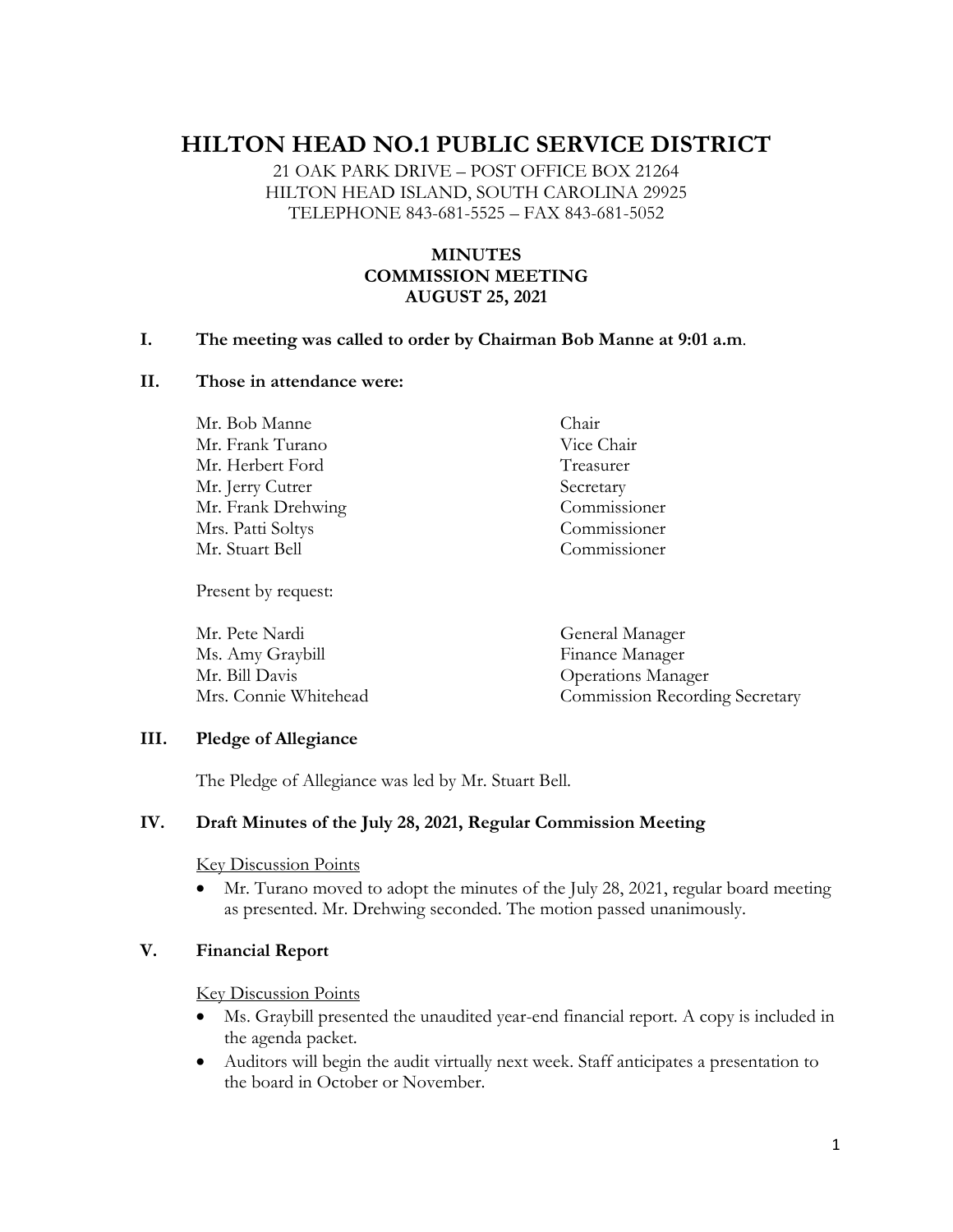# HILTON HEAD NO.1 PUBLIC SERVICE DISTRICT

21 OAK PARK DRIVE – POST OFFICE BOX 21264
HILTON HEAD ISLAND, SOUTH CAROLINA 29925
TELEPHONE 843-681-5525 – FAX 843-681-5052

**MINUTES**
**COMMISSION MEETING**
**AUGUST 25, 2021**

**I. The meeting was called to order by Chairman Bob Manne at 9:01 a.m.**

**II. Those in attendance were:**

| | |
|---|---|
| Mr. Bob Manne | Chair |
| Mr. Frank Turano | Vice Chair |
| Mr. Herbert Ford | Treasurer |
| Mr. Jerry Cutrer | Secretary |
| Mr. Frank Drehwing | Commissioner |
| Mrs. Patti Soltys | Commissioner |
| Mr. Stuart Bell | Commissioner |

Present by request:

| | |
|---|---|
| Mr. Pete Nardi | General Manager |
| Ms. Amy Graybill | Finance Manager |
| Mr. Bill Davis | Operations Manager |
| Mrs. Connie Whitehead | Commission Recording Secretary |

**III. Pledge of Allegiance**

The Pledge of Allegiance was led by Mr. Stuart Bell.

**IV. Draft Minutes of the July 28, 2021, Regular Commission Meeting**

Key Discussion Points

- Mr. Turano moved to adopt the minutes of the July 28, 2021, regular board meeting as presented. Mr. Drehwing seconded. The motion passed unanimously.

**V. Financial Report**

Key Discussion Points

- Ms. Graybill presented the unaudited year-end financial report. A copy is included in the agenda packet.
- Auditors will begin the audit virtually next week. Staff anticipates a presentation to the board in October or November.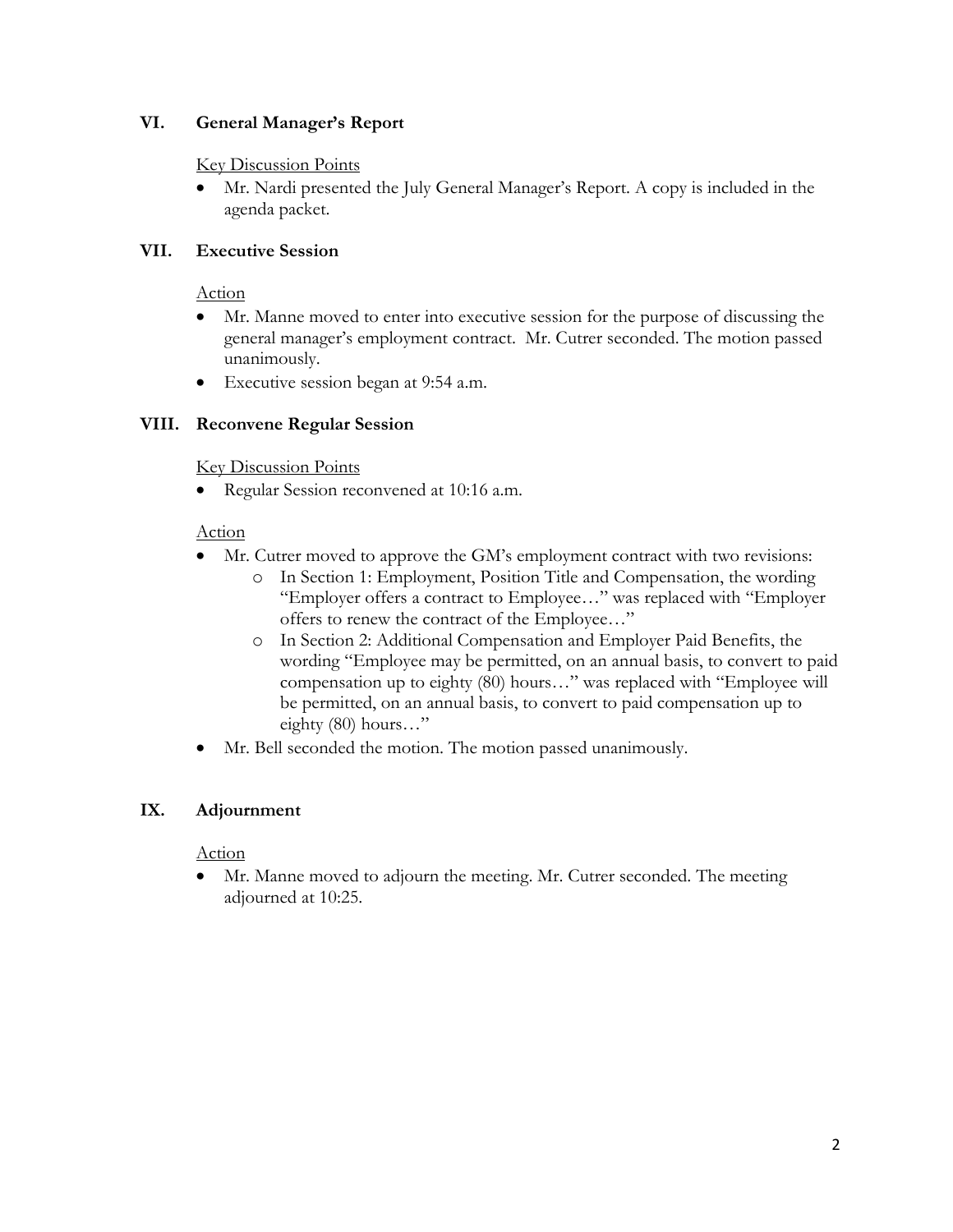## VI. General Manager's Report

Key Discussion Points

- Mr. Nardi presented the July General Manager's Report. A copy is included in the agenda packet.

## VII. Executive Session

Action

- Mr. Manne moved to enter into executive session for the purpose of discussing the general manager's employment contract. Mr. Cutrer seconded. The motion passed unanimously.
- Executive session began at 9:54 a.m.

## VIII. Reconvene Regular Session

Key Discussion Points

- Regular Session reconvened at 10:16 a.m.

Action

- Mr. Cutrer moved to approve the GM's employment contract with two revisions:
  - In Section 1: Employment, Position Title and Compensation, the wording "Employer offers a contract to Employee…" was replaced with "Employer offers to renew the contract of the Employee…"
  - In Section 2: Additional Compensation and Employer Paid Benefits, the wording "Employee may be permitted, on an annual basis, to convert to paid compensation up to eighty (80) hours…" was replaced with "Employee will be permitted, on an annual basis, to convert to paid compensation up to eighty (80) hours…"
- Mr. Bell seconded the motion. The motion passed unanimously.

## IX. Adjournment

Action

- Mr. Manne moved to adjourn the meeting. Mr. Cutrer seconded. The meeting adjourned at 10:25.